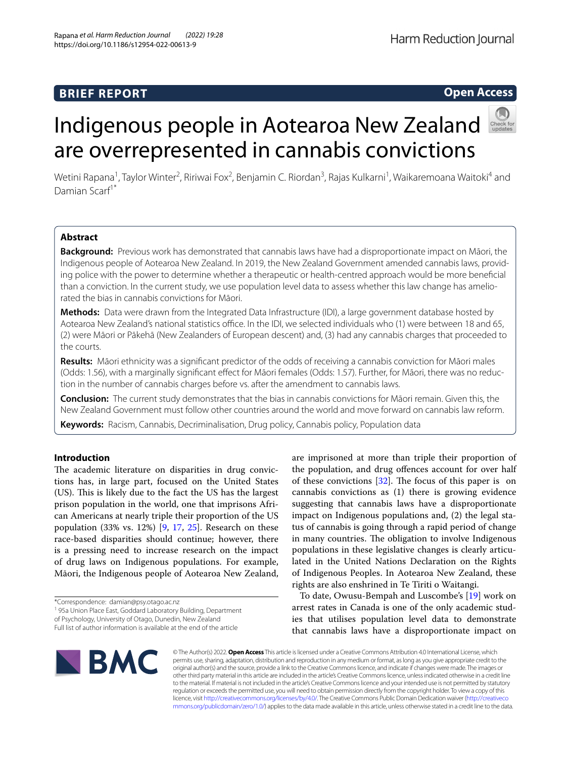BRIEF REPORT

Open Access

# Indigenous people in Aotearoa New Zealand are overrepresented in cannabis convictions

Wetini Rapana[1], Taylor Winter[2], Ririwai Fox[2], Benjamin C. Riordan[3], Rajas Kulkarni[1], Waikaremoana Waitoki[4] and Damian Scarf[1*]

## Abstract

**Background:** Previous work has demonstrated that cannabis laws have had a disproportionate impact on Māori, the Indigenous people of Aotearoa New Zealand. In 2019, the New Zealand Government amended cannabis laws, providing police with the power to determine whether a therapeutic or health-centred approach would be more beneficial than a conviction. In the current study, we use population level data to assess whether this law change has ameliorated the bias in cannabis convictions for Māori.

**Methods:** Data were drawn from the Integrated Data Infrastructure (IDI), a large government database hosted by Aotearoa New Zealand's national statistics office. In the IDI, we selected individuals who (1) were between 18 and 65, (2) were Māori or Pākehā (New Zealanders of European descent) and, (3) had any cannabis charges that proceeded to the courts.

**Results:** Māori ethnicity was a significant predictor of the odds of receiving a cannabis conviction for Māori males (Odds: 1.56), with a marginally significant effect for Māori females (Odds: 1.57). Further, for Māori, there was no reduction in the number of cannabis charges before vs. after the amendment to cannabis laws.

**Conclusion:** The current study demonstrates that the bias in cannabis convictions for Māori remain. Given this, the New Zealand Government must follow other countries around the world and move forward on cannabis law reform.

**Keywords:** Racism, Cannabis, Decriminalisation, Drug policy, Cannabis policy, Population data

## Introduction

The academic literature on disparities in drug convictions has, in large part, focused on the United States (US). This is likely due to the fact the US has the largest prison population in the world, one that imprisons African Americans at nearly triple their proportion of the US population (33% vs. 12%) [9, 17, 25]. Research on these race-based disparities should continue; however, there is a pressing need to increase research on the impact of drug laws on Indigenous populations. For example, Māori, the Indigenous people of Aotearoa New Zealand, are imprisoned at more than triple their proportion of the population, and drug offences account for over half of these convictions [32]. The focus of this paper is on cannabis convictions as (1) there is growing evidence suggesting that cannabis laws have a disproportionate impact on Indigenous populations and, (2) the legal status of cannabis is going through a rapid period of change in many countries. The obligation to involve Indigenous populations in these legislative changes is clearly articulated in the United Nations Declaration on the Rights of Indigenous Peoples. In Aotearoa New Zealand, these rights are also enshrined in Te Tiriti o Waitangi.

To date, Owusu-Bempah and Luscombe's [19] work on arrest rates in Canada is one of the only academic studies that utilises population level data to demonstrate that cannabis laws have a disproportionate impact on

*Correspondence: damian@psy.otago.ac.nz
[1] 95a Union Place East, Goddard Laboratory Building, Department of Psychology, University of Otago, Dunedin, New Zealand
Full list of author information is available at the end of the article

© The Author(s) 2022. **Open Access** This article is licensed under a Creative Commons Attribution 4.0 International License, which permits use, sharing, adaptation, distribution and reproduction in any medium or format, as long as you give appropriate credit to the original author(s) and the source, provide a link to the Creative Commons licence, and indicate if changes were made. The images or other third party material in this article are included in the article's Creative Commons licence, unless indicated otherwise in a credit line to the material. If material is not included in the article's Creative Commons licence and your intended use is not permitted by statutory regulation or exceeds the permitted use, you will need to obtain permission directly from the copyright holder. To view a copy of this licence, visit http://creativecommons.org/licenses/by/4.0/. The Creative Commons Public Domain Dedication waiver (http://creativecommons.org/publicdomain/zero/1.0/) applies to the data made available in this article, unless otherwise stated in a credit line to the data.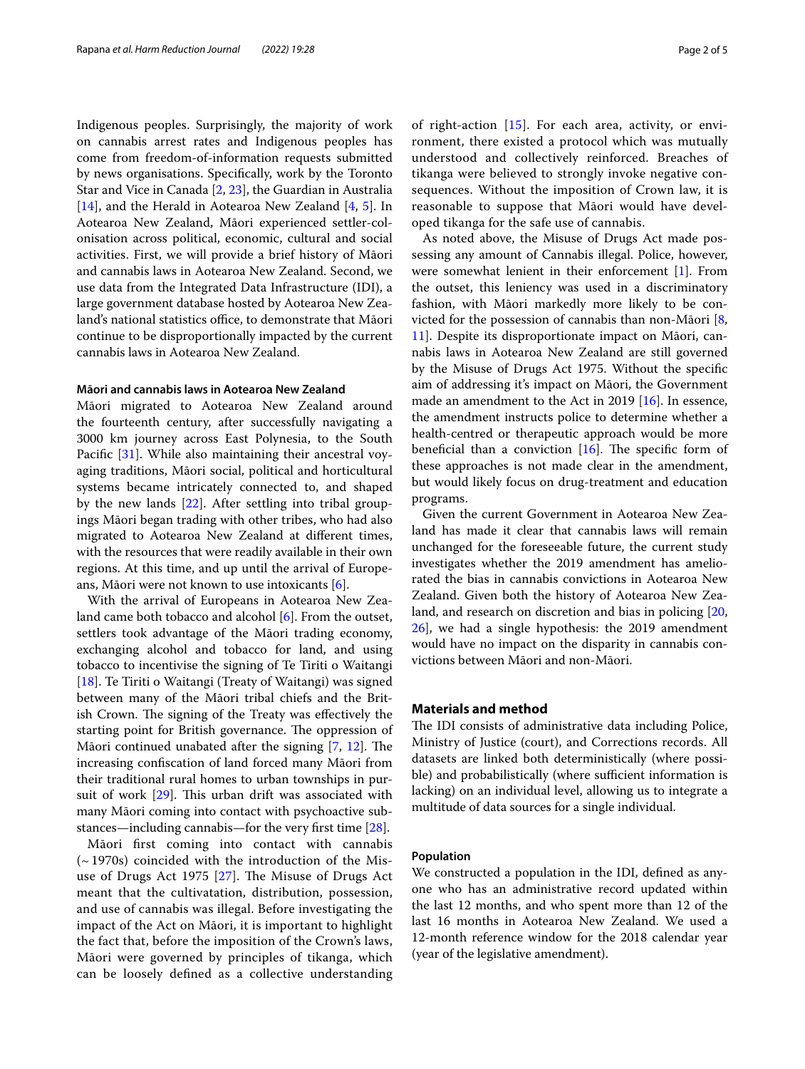Indigenous peoples. Surprisingly, the majority of work on cannabis arrest rates and Indigenous peoples has come from freedom-of-information requests submitted by news organisations. Specifically, work by the Toronto Star and Vice in Canada [2, 23], the Guardian in Australia [14], and the Herald in Aotearoa New Zealand [4, 5]. In Aotearoa New Zealand, Māori experienced settler-colonisation across political, economic, cultural and social activities. First, we will provide a brief history of Māori and cannabis laws in Aotearoa New Zealand. Second, we use data from the Integrated Data Infrastructure (IDI), a large government database hosted by Aotearoa New Zealand's national statistics office, to demonstrate that Māori continue to be disproportionally impacted by the current cannabis laws in Aotearoa New Zealand.

#### Māori and cannabis laws in Aotearoa New Zealand

Māori migrated to Aotearoa New Zealand around the fourteenth century, after successfully navigating a 3000 km journey across East Polynesia, to the South Pacific [31]. While also maintaining their ancestral voyaging traditions, Māori social, political and horticultural systems became intricately connected to, and shaped by the new lands [22]. After settling into tribal groupings Māori began trading with other tribes, who had also migrated to Aotearoa New Zealand at different times, with the resources that were readily available in their own regions. At this time, and up until the arrival of Europeans, Māori were not known to use intoxicants [6].

With the arrival of Europeans in Aotearoa New Zealand came both tobacco and alcohol [6]. From the outset, settlers took advantage of the Māori trading economy, exchanging alcohol and tobacco for land, and using tobacco to incentivise the signing of Te Tiriti o Waitangi [18]. Te Tiriti o Waitangi (Treaty of Waitangi) was signed between many of the Māori tribal chiefs and the British Crown. The signing of the Treaty was effectively the starting point for British governance. The oppression of Māori continued unabated after the signing [7, 12]. The increasing confiscation of land forced many Māori from their traditional rural homes to urban townships in pursuit of work [29]. This urban drift was associated with many Māori coming into contact with psychoactive substances—including cannabis—for the very first time [28].

Māori first coming into contact with cannabis (~1970s) coincided with the introduction of the Misuse of Drugs Act 1975 [27]. The Misuse of Drugs Act meant that the cultivatation, distribution, possession, and use of cannabis was illegal. Before investigating the impact of the Act on Māori, it is important to highlight the fact that, before the imposition of the Crown's laws, Māori were governed by principles of tikanga, which can be loosely defined as a collective understanding of right-action [15]. For each area, activity, or environment, there existed a protocol which was mutually understood and collectively reinforced. Breaches of tikanga were believed to strongly invoke negative consequences. Without the imposition of Crown law, it is reasonable to suppose that Māori would have developed tikanga for the safe use of cannabis.

As noted above, the Misuse of Drugs Act made possessing any amount of Cannabis illegal. Police, however, were somewhat lenient in their enforcement [1]. From the outset, this leniency was used in a discriminatory fashion, with Māori markedly more likely to be convicted for the possession of cannabis than non-Māori [8, 11]. Despite its disproportionate impact on Māori, cannabis laws in Aotearoa New Zealand are still governed by the Misuse of Drugs Act 1975. Without the specific aim of addressing it's impact on Māori, the Government made an amendment to the Act in 2019 [16]. In essence, the amendment instructs police to determine whether a health-centred or therapeutic approach would be more beneficial than a conviction [16]. The specific form of these approaches is not made clear in the amendment, but would likely focus on drug-treatment and education programs.

Given the current Government in Aotearoa New Zealand has made it clear that cannabis laws will remain unchanged for the foreseeable future, the current study investigates whether the 2019 amendment has ameliorated the bias in cannabis convictions in Aotearoa New Zealand. Given both the history of Aotearoa New Zealand, and research on discretion and bias in policing [20, 26], we had a single hypothesis: the 2019 amendment would have no impact on the disparity in cannabis convictions between Māori and non-Māori.

## Materials and method

The IDI consists of administrative data including Police, Ministry of Justice (court), and Corrections records. All datasets are linked both deterministically (where possible) and probabilistically (where sufficient information is lacking) on an individual level, allowing us to integrate a multitude of data sources for a single individual.

#### Population

We constructed a population in the IDI, defined as anyone who has an administrative record updated within the last 12 months, and who spent more than 12 of the last 16 months in Aotearoa New Zealand. We used a 12-month reference window for the 2018 calendar year (year of the legislative amendment).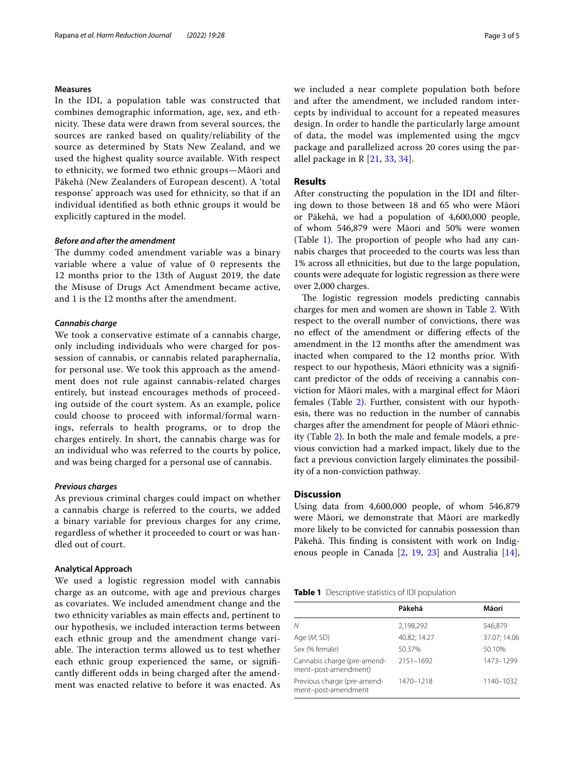### Measures

In the IDI, a population table was constructed that combines demographic information, age, sex, and ethnicity. These data were drawn from several sources, the sources are ranked based on quality/reliability of the source as determined by Stats New Zealand, and we used the highest quality source available. With respect to ethnicity, we formed two ethnic groups—Māori and Pākehā (New Zealanders of European descent). A 'total response' approach was used for ethnicity, so that if an individual identified as both ethnic groups it would be explicitly captured in the model.

#### *Before and after the amendment*

The dummy coded amendment variable was a binary variable where a value of value of 0 represents the 12 months prior to the 13th of August 2019, the date the Misuse of Drugs Act Amendment became active, and 1 is the 12 months after the amendment.

#### *Cannabis charge*

We took a conservative estimate of a cannabis charge, only including individuals who were charged for possession of cannabis, or cannabis related paraphernalia, for personal use. We took this approach as the amendment does not rule against cannabis-related charges entirely, but instead encourages methods of proceeding outside of the court system. As an example, police could choose to proceed with informal/formal warnings, referrals to health programs, or to drop the charges entirely. In short, the cannabis charge was for an individual who was referred to the courts by police, and was being charged for a personal use of cannabis.

#### *Previous charges*

As previous criminal charges could impact on whether a cannabis charge is referred to the courts, we added a binary variable for previous charges for any crime, regardless of whether it proceeded to court or was handled out of court.

### Analytical Approach

We used a logistic regression model with cannabis charge as an outcome, with age and previous charges as covariates. We included amendment change and the two ethnicity variables as main effects and, pertinent to our hypothesis, we included interaction terms between each ethnic group and the amendment change variable. The interaction terms allowed us to test whether each ethnic group experienced the same, or significantly different odds in being charged after the amendment was enacted relative to before it was enacted. As we included a near complete population both before and after the amendment, we included random intercepts by individual to account for a repeated measures design. In order to handle the particularly large amount of data, the model was implemented using the mgcv package and parallelized across 20 cores using the parallel package in R [21, 33, 34].

## Results

After constructing the population in the IDI and filtering down to those between 18 and 65 who were Māori or Pākehā, we had a population of 4,600,000 people, of whom 546,879 were Māori and 50% were women (Table 1). The proportion of people who had any cannabis charges that proceeded to the courts was less than 1% across all ethnicities, but due to the large population, counts were adequate for logistic regression as there were over 2,000 charges.

The logistic regression models predicting cannabis charges for men and women are shown in Table 2. With respect to the overall number of convictions, there was no effect of the amendment or differing effects of the amendment in the 12 months after the amendment was inacted when compared to the 12 months prior. With respect to our hypothesis, Māori ethnicity was a significant predictor of the odds of receiving a cannabis conviction for Māori males, with a marginal effect for Māori females (Table 2). Further, consistent with our hypothesis, there was no reduction in the number of cannabis charges after the amendment for people of Māori ethnicity (Table 2). In both the male and female models, a previous conviction had a marked impact, likely due to the fact a previous conviction largely eliminates the possibility of a non-conviction pathway.

## Discussion

Using data from 4,600,000 people, of whom 546,879 were Māori, we demonstrate that Māori are markedly more likely to be convicted for cannabis possession than Pākehā. This finding is consistent with work on Indigenous people in Canada [2, 19, 23] and Australia [14],

**Table 1** Descriptive statistics of IDI population

| | Pākehā | Māori |
|---|---|---|
| *N* | 2,198,292 | 546,879 |
| Age (*M*; SD) | 40.82; 14.27 | 37.07; 14.06 |
| Sex (% female) | 50.37% | 50.10% |
| Cannabis charge (pre-amendment–post-amendment) | 2151–1692 | 1473–1299 |
| Previous charge (pre-amendment–post-amendment | 1470–1218 | 1140–1032 |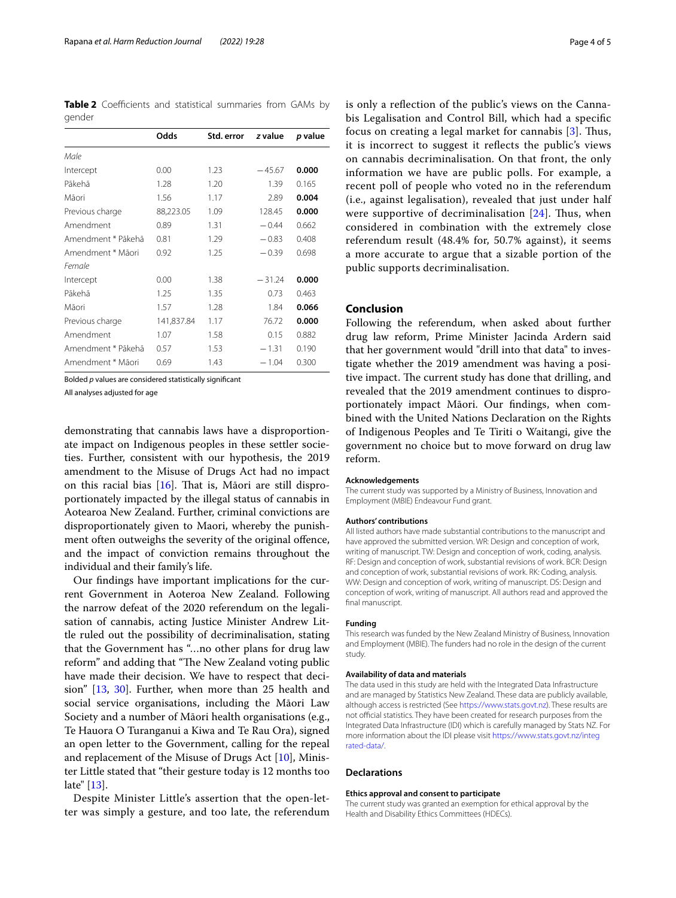**Table 2** Coefficients and statistical summaries from GAMs by gender

| | Odds | Std. error | z value | p value |
|---|---|---|---|---|
| *Male* | | | | |
| Intercept | 0.00 | 1.23 | −45.67 | **0.000** |
| Pākehā | 1.28 | 1.20 | 1.39 | 0.165 |
| Māori | 1.56 | 1.17 | 2.89 | **0.004** |
| Previous charge | 88,223.05 | 1.09 | 128.45 | **0.000** |
| Amendment | 0.89 | 1.31 | −0.44 | 0.662 |
| Amendment * Pākehā | 0.81 | 1.29 | −0.83 | 0.408 |
| Amendment * Māori | 0.92 | 1.25 | −0.39 | 0.698 |
| *Female* | | | | |
| Intercept | 0.00 | 1.38 | −31.24 | **0.000** |
| Pākehā | 1.25 | 1.35 | 0.73 | 0.463 |
| Māori | 1.57 | 1.28 | 1.84 | **0.066** |
| Previous charge | 141,837.84 | 1.17 | 76.72 | **0.000** |
| Amendment | 1.07 | 1.58 | 0.15 | 0.882 |
| Amendment * Pākehā | 0.57 | 1.53 | −1.31 | 0.190 |
| Amendment * Māori | 0.69 | 1.43 | −1.04 | 0.300 |

Bolded *p* values are considered statistically significant

All analyses adjusted for age

demonstrating that cannabis laws have a disproportionate impact on Indigenous peoples in these settler societies. Further, consistent with our hypothesis, the 2019 amendment to the Misuse of Drugs Act had no impact on this racial bias [16]. That is, Māori are still disproportionately impacted by the illegal status of cannabis in Aotearoa New Zealand. Further, criminal convictions are disproportionately given to Maori, whereby the punishment often outweighs the severity of the original offence, and the impact of conviction remains throughout the individual and their family's life.

Our findings have important implications for the current Government in Aoteroa New Zealand. Following the narrow defeat of the 2020 referendum on the legalisation of cannabis, acting Justice Minister Andrew Little ruled out the possibility of decriminalisation, stating that the Government has "...no other plans for drug law reform" and adding that "The New Zealand voting public have made their decision. We have to respect that decision" [13, 30]. Further, when more than 25 health and social service organisations, including the Māori Law Society and a number of Māori health organisations (e.g., Te Hauora O Turanganui a Kiwa and Te Rau Ora), signed an open letter to the Government, calling for the repeal and replacement of the Misuse of Drugs Act [10], Minister Little stated that "their gesture today is 12 months too late" [13].

Despite Minister Little's assertion that the open-letter was simply a gesture, and too late, the referendum is only a reflection of the public's views on the Cannabis Legalisation and Control Bill, which had a specific focus on creating a legal market for cannabis [3]. Thus, it is incorrect to suggest it reflects the public's views on cannabis decriminalisation. On that front, the only information we have are public polls. For example, a recent poll of people who voted no in the referendum (i.e., against legalisation), revealed that just under half were supportive of decriminalisation [24]. Thus, when considered in combination with the extremely close referendum result (48.4% for, 50.7% against), it seems a more accurate to argue that a sizable portion of the public supports decriminalisation.

## Conclusion

Following the referendum, when asked about further drug law reform, Prime Minister Jacinda Ardern said that her government would "drill into that data" to investigate whether the 2019 amendment was having a positive impact. The current study has done that drilling, and revealed that the 2019 amendment continues to disproportionately impact Māori. Our findings, when combined with the United Nations Declaration on the Rights of Indigenous Peoples and Te Tiriti o Waitangi, give the government no choice but to move forward on drug law reform.

#### Acknowledgements

The current study was supported by a Ministry of Business, Innovation and Employment (MBIE) Endeavour Fund grant.

#### Authors' contributions

All listed authors have made substantial contributions to the manuscript and have approved the submitted version. WR: Design and conception of work, writing of manuscript. TW: Design and conception of work, coding, analysis. RF: Design and conception of work, substantial revisions of work. BCR: Design and conception of work, substantial revisions of work. RK: Coding, analysis. WW: Design and conception of work, writing of manuscript. DS: Design and conception of work, writing of manuscript. All authors read and approved the final manuscript.

#### Funding

This research was funded by the New Zealand Ministry of Business, Innovation and Employment (MBIE). The funders had no role in the design of the current study.

#### Availability of data and materials

The data used in this study are held with the Integrated Data Infrastructure and are managed by Statistics New Zealand. These data are publicly available, although access is restricted (See https://www.stats.govt.nz). These results are not official statistics. They have been created for research purposes from the Integrated Data Infrastructure (IDI) which is carefully managed by Stats NZ. For more information about the IDI please visit https://www.stats.govt.nz/integrated-data/.

## Declarations

#### Ethics approval and consent to participate

The current study was granted an exemption for ethical approval by the Health and Disability Ethics Committees (HDECs).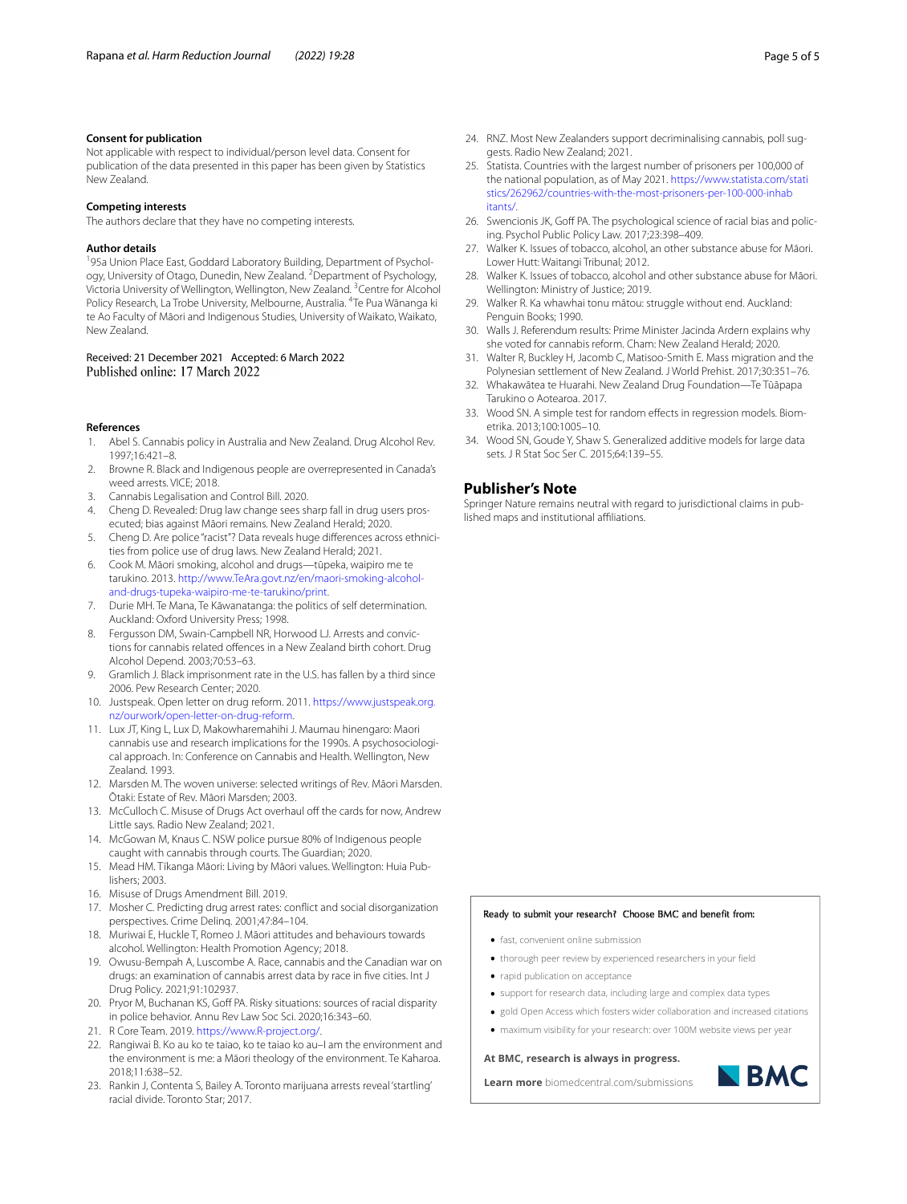### Consent for publication

Not applicable with respect to individual/person level data. Consent for publication of the data presented in this paper has been given by Statistics New Zealand.

### Competing interests

The authors declare that they have no competing interests.

### Author details

[1]95a Union Place East, Goddard Laboratory Building, Department of Psychology, University of Otago, Dunedin, New Zealand. [2]Department of Psychology, Victoria University of Wellington, Wellington, New Zealand. [3]Centre for Alcohol Policy Research, La Trobe University, Melbourne, Australia. [4]Te Pua Wānanga ki te Ao Faculty of Māori and Indigenous Studies, University of Waikato, Waikato, New Zealand.

Received: 21 December 2021 Accepted: 6 March 2022
Published online: 17 March 2022

### References

1. Abel S. Cannabis policy in Australia and New Zealand. Drug Alcohol Rev. 1997;16:421–8.
2. Browne R. Black and Indigenous people are overrepresented in Canada's weed arrests. VICE; 2018.
3. Cannabis Legalisation and Control Bill. 2020.
4. Cheng D. Revealed: Drug law change sees sharp fall in drug users prosecuted; bias against Māori remains. New Zealand Herald; 2020.
5. Cheng D. Are police "racist"? Data reveals huge differences across ethnicities from police use of drug laws. New Zealand Herald; 2021.
6. Cook M. Māori smoking, alcohol and drugs—tūpeka, waipiro me te tarukino. 2013. http://www.TeAra.govt.nz/en/maori-smoking-alcohol-and-drugs-tupeka-waipiro-me-te-tarukino/print.
7. Durie MH. Te Mana, Te Kāwanatanga: the politics of self determination. Auckland: Oxford University Press; 1998.
8. Fergusson DM, Swain-Campbell NR, Horwood LJ. Arrests and convictions for cannabis related offences in a New Zealand birth cohort. Drug Alcohol Depend. 2003;70:53–63.
9. Gramlich J. Black imprisonment rate in the U.S. has fallen by a third since 2006. Pew Research Center; 2020.
10. Justspeak. Open letter on drug reform. 2011. https://www.justspeak.org.nz/ourwork/open-letter-on-drug-reform.
11. Lux JT, King L, Lux D, Makowharemahihi J. Maumau hinengaro: Maori cannabis use and research implications for the 1990s. A psychosociological approach. In: Conference on Cannabis and Health. Wellington, New Zealand. 1993.
12. Marsden M. The woven universe: selected writings of Rev. Māori Marsden. Ōtaki: Estate of Rev. Māori Marsden; 2003.
13. McCulloch C. Misuse of Drugs Act overhaul off the cards for now, Andrew Little says. Radio New Zealand; 2021.
14. McGowan M, Knaus C. NSW police pursue 80% of Indigenous people caught with cannabis through courts. The Guardian; 2020.
15. Mead HM. Tikanga Māori: Living by Māori values. Wellington: Huia Publishers; 2003.
16. Misuse of Drugs Amendment Bill. 2019.
17. Mosher C. Predicting drug arrest rates: conflict and social disorganization perspectives. Crime Delinq. 2001;47:84–104.
18. Muriwai E, Huckle T, Romeo J. Māori attitudes and behaviours towards alcohol. Wellington: Health Promotion Agency; 2018.
19. Owusu-Bempah A, Luscombe A. Race, cannabis and the Canadian war on drugs: an examination of cannabis arrest data by race in five cities. Int J Drug Policy. 2021;91:102937.
20. Pryor M, Buchanan KS, Goff PA. Risky situations: sources of racial disparity in police behavior. Annu Rev Law Soc Sci. 2020;16:343–60.
21. R Core Team. 2019. https://www.R-project.org/.
22. Rangiwai B. Ko au ko te taiao, ko te taiao ko au–I am the environment and the environment is me: a Māori theology of the environment. Te Kaharoa. 2018;11:638–52.
23. Rankin J, Contenta S, Bailey A. Toronto marijuana arrests reveal 'startling' racial divide. Toronto Star; 2017.
24. RNZ. Most New Zealanders support decriminalising cannabis, poll suggests. Radio New Zealand; 2021.
25. Statista. Countries with the largest number of prisoners per 100,000 of the national population, as of May 2021. https://www.statista.com/statistics/262962/countries-with-the-most-prisoners-per-100-000-inhabitants/.
26. Swencionis JK, Goff PA. The psychological science of racial bias and policing. Psychol Public Policy Law. 2017;23:398–409.
27. Walker K. Issues of tobacco, alcohol, an other substance abuse for Māori. Lower Hutt: Waitangi Tribunal; 2012.
28. Walker K. Issues of tobacco, alcohol and other substance abuse for Māori. Wellington: Ministry of Justice; 2019.
29. Walker R. Ka whawhai tonu mātou: struggle without end. Auckland: Penguin Books; 1990.
30. Walls J. Referendum results: Prime Minister Jacinda Ardern explains why she voted for cannabis reform. Cham: New Zealand Herald; 2020.
31. Walter R, Buckley H, Jacomb C, Matisoo-Smith E. Mass migration and the Polynesian settlement of New Zealand. J World Prehist. 2017;30:351–76.
32. Whakawātea te Huarahi. New Zealand Drug Foundation—Te Tūāpapa Tarukino o Aotearoa. 2017.
33. Wood SN. A simple test for random effects in regression models. Biometrika. 2013;100:1005–10.
34. Wood SN, Goude Y, Shaw S. Generalized additive models for large data sets. J R Stat Soc Ser C. 2015;64:139–55.

## Publisher's Note

Springer Nature remains neutral with regard to jurisdictional claims in published maps and institutional affiliations.

Ready to submit your research? Choose BMC and benefit from:

- fast, convenient online submission
- thorough peer review by experienced researchers in your field
- rapid publication on acceptance
- support for research data, including large and complex data types
- gold Open Access which fosters wider collaboration and increased citations
- maximum visibility for your research: over 100M website views per year

**At BMC, research is always in progress.**

**Learn more** biomedcentral.com/submissions

BMC